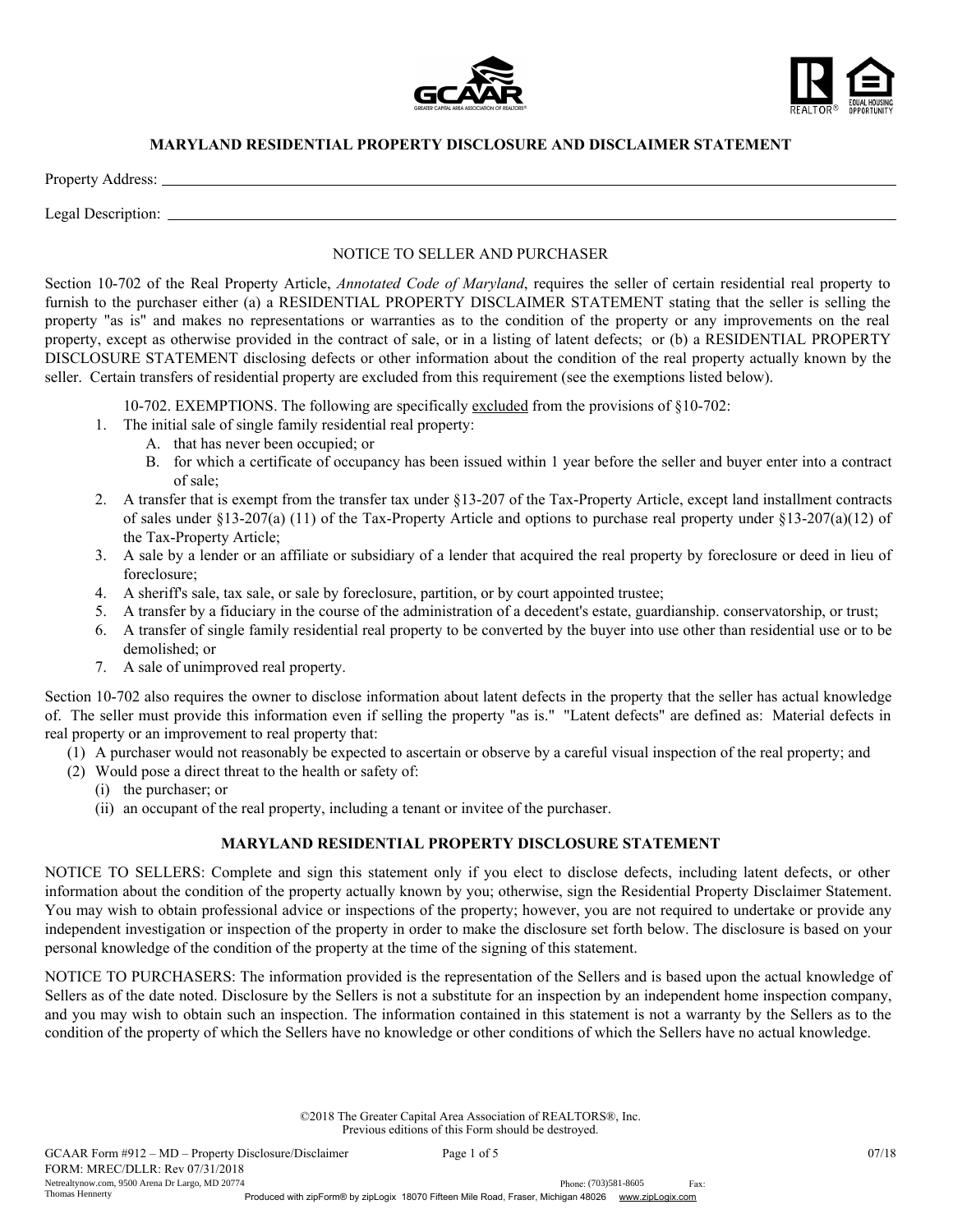# MARYLAND RESIDENTIAL PROPERTY DISCLOSURE AND DISCLAIMER STATEMENT

Property Address: ______________________________________________

Legal Description: ______________________________________________

NOTICE TO SELLER AND PURCHASER

Section 10-702 of the Real Property Article, *Annotated Code of Maryland*, requires the seller of certain residential real property to furnish to the purchaser either (a) a RESIDENTIAL PROPERTY DISCLAIMER STATEMENT stating that the seller is selling the property "as is" and makes no representations or warranties as to the condition of the property or any improvements on the real property, except as otherwise provided in the contract of sale, or in a listing of latent defects; or (b) a RESIDENTIAL PROPERTY DISCLOSURE STATEMENT disclosing defects or other information about the condition of the real property actually known by the seller. Certain transfers of residential property are excluded from this requirement (see the exemptions listed below).

10-702. EXEMPTIONS. The following are specifically excluded from the provisions of §10-702:

1. The initial sale of single family residential real property:
   - A. that has never been occupied; or
   - B. for which a certificate of occupancy has been issued within 1 year before the seller and buyer enter into a contract of sale;
2. A transfer that is exempt from the transfer tax under §13-207 of the Tax-Property Article, except land installment contracts of sales under §13-207(a) (11) of the Tax-Property Article and options to purchase real property under §13-207(a)(12) of the Tax-Property Article;
3. A sale by a lender or an affiliate or subsidiary of a lender that acquired the real property by foreclosure or deed in lieu of foreclosure;
4. A sheriff's sale, tax sale, or sale by foreclosure, partition, or by court appointed trustee;
5. A transfer by a fiduciary in the course of the administration of a decedent's estate, guardianship. conservatorship, or trust;
6. A transfer of single family residential real property to be converted by the buyer into use other than residential use or to be demolished; or
7. A sale of unimproved real property.

Section 10-702 also requires the owner to disclose information about latent defects in the property that the seller has actual knowledge of. The seller must provide this information even if selling the property "as is." "Latent defects" are defined as: Material defects in real property or an improvement to real property that:

(1) A purchaser would not reasonably be expected to ascertain or observe by a careful visual inspection of the real property; and
(2) Would pose a direct threat to the health or safety of:
   - (i) the purchaser; or
   - (ii) an occupant of the real property, including a tenant or invitee of the purchaser.

## MARYLAND RESIDENTIAL PROPERTY DISCLOSURE STATEMENT

NOTICE TO SELLERS: Complete and sign this statement only if you elect to disclose defects, including latent defects, or other information about the condition of the property actually known by you; otherwise, sign the Residential Property Disclaimer Statement. You may wish to obtain professional advice or inspections of the property; however, you are not required to undertake or provide any independent investigation or inspection of the property in order to make the disclosure set forth below. The disclosure is based on your personal knowledge of the condition of the property at the time of the signing of this statement.

NOTICE TO PURCHASERS: The information provided is the representation of the Sellers and is based upon the actual knowledge of Sellers as of the date noted. Disclosure by the Sellers is not a substitute for an inspection by an independent home inspection company, and you may wish to obtain such an inspection. The information contained in this statement is not a warranty by the Sellers as to the condition of the property of which the Sellers have no knowledge or other conditions of which the Sellers have no actual knowledge.

©2018 The Greater Capital Area Association of REALTORS®, Inc.
Previous editions of this Form should be destroyed.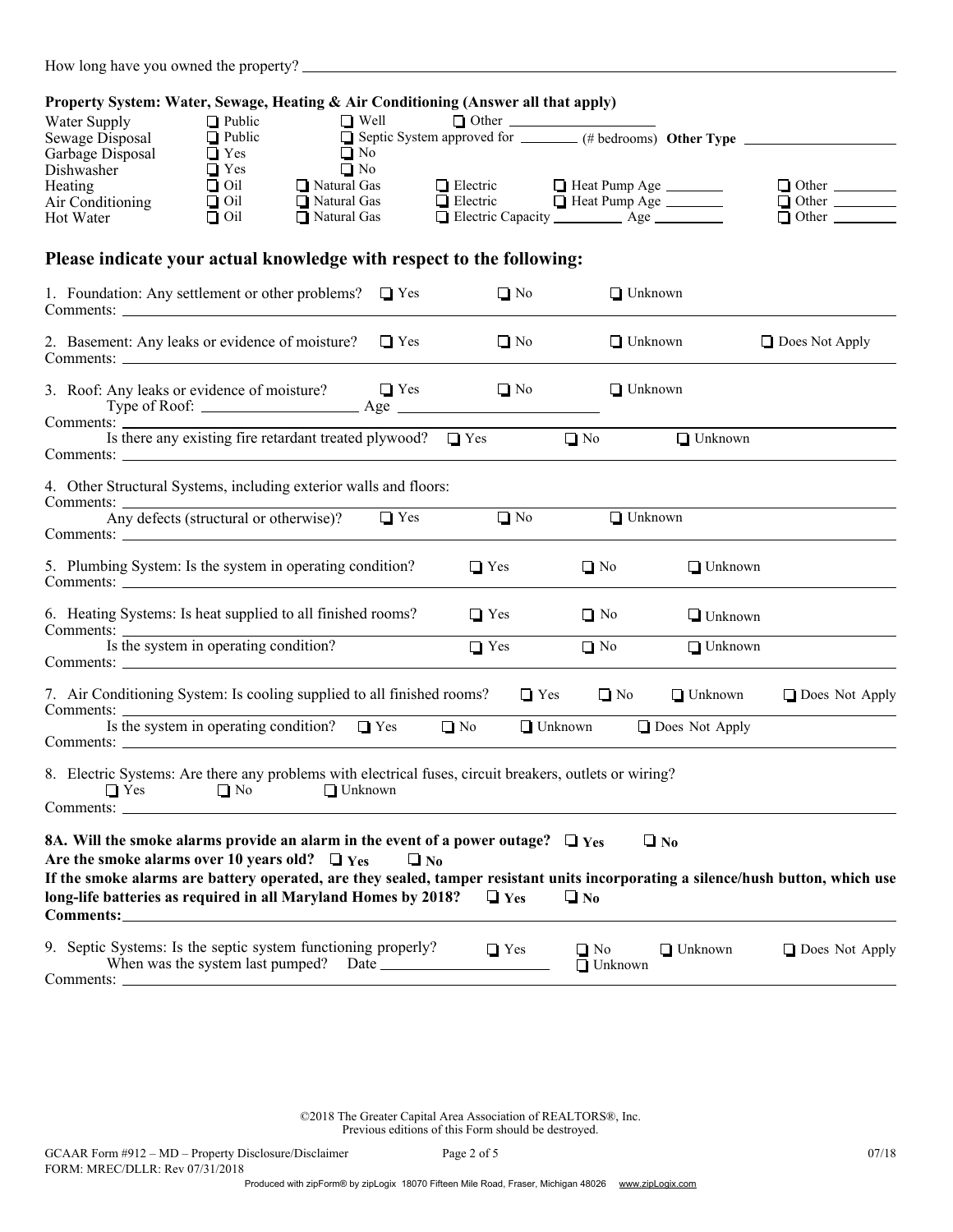How long have you owned the property? ______________________________

**Property System: Water, Sewage, Heating & Air Conditioning (Answer all that apply)**

| | | | | | |
|---|---|---|---|---|---|
| Water Supply | ❑ Public | ❑ Well | ❑ Other ________ | | |
| Sewage Disposal | ❑ Public | ❑ Septic System approved for ______ (# bedrooms) **Other Type** ________ | | | |
| Garbage Disposal | ❑ Yes | ❑ No | | | |
| Dishwasher | ❑ Yes | ❑ No | | | |
| Heating | ❑ Oil | ❑ Natural Gas | ❑ Electric | ❑ Heat Pump Age ______ | ❑ Other ______ |
| Air Conditioning | ❑ Oil | ❑ Natural Gas | ❑ Electric | ❑ Heat Pump Age ______ | ❑ Other ______ |
| Hot Water | ❑ Oil | ❑ Natural Gas | ❑ Electric Capacity ______ Age ______ | | ❑ Other ______ |

## Please indicate your actual knowledge with respect to the following:

1. Foundation: Any settlement or other problems? ❑ Yes ❑ No ❑ Unknown
Comments: ______________________________

2. Basement: Any leaks or evidence of moisture? ❑ Yes ❑ No ❑ Unknown ❑ Does Not Apply
Comments: ______________________________

3. Roof: Any leaks or evidence of moisture? ❑ Yes ❑ No ❑ Unknown
Type of Roof: ______________ Age ______________
Comments: ______________________________
Is there any existing fire retardant treated plywood? ❑ Yes ❑ No ❑ Unknown
Comments: ______________________________

4. Other Structural Systems, including exterior walls and floors:
Comments: ______________________________
Any defects (structural or otherwise)? ❑ Yes ❑ No ❑ Unknown
Comments: ______________________________

5. Plumbing System: Is the system in operating condition? ❑ Yes ❑ No ❑ Unknown
Comments: ______________________________

6. Heating Systems: Is heat supplied to all finished rooms? ❑ Yes ❑ No ❑ Unknown
Comments: ______________________________
Is the system in operating condition? ❑ Yes ❑ No ❑ Unknown
Comments: ______________________________

7. Air Conditioning System: Is cooling supplied to all finished rooms? ❑ Yes ❑ No ❑ Unknown ❑ Does Not Apply
Comments: ______________________________
Is the system in operating condition? ❑ Yes ❑ No ❑ Unknown ❑ Does Not Apply
Comments: ______________________________

8. Electric Systems: Are there any problems with electrical fuses, circuit breakers, outlets or wiring?
❑ Yes ❑ No ❑ Unknown
Comments: ______________________________

**8A. Will the smoke alarms provide an alarm in the event of a power outage? ❑ Yes ❑ No**
**Are the smoke alarms over 10 years old? ❑ Yes ❑ No**
**If the smoke alarms are battery operated, are they sealed, tamper resistant units incorporating a silence/hush button, which use long-life batteries as required in all Maryland Homes by 2018? ❑ Yes ❑ No**
**Comments:** ______________________________

9. Septic Systems: Is the septic system functioning properly? ❑ Yes ❑ No ❑ Unknown ❑ Does Not Apply
When was the system last pumped? Date ______________ ❑ Unknown
Comments: ______________________________

©2018 The Greater Capital Area Association of REALTORS®, Inc.
Previous editions of this Form should be destroyed.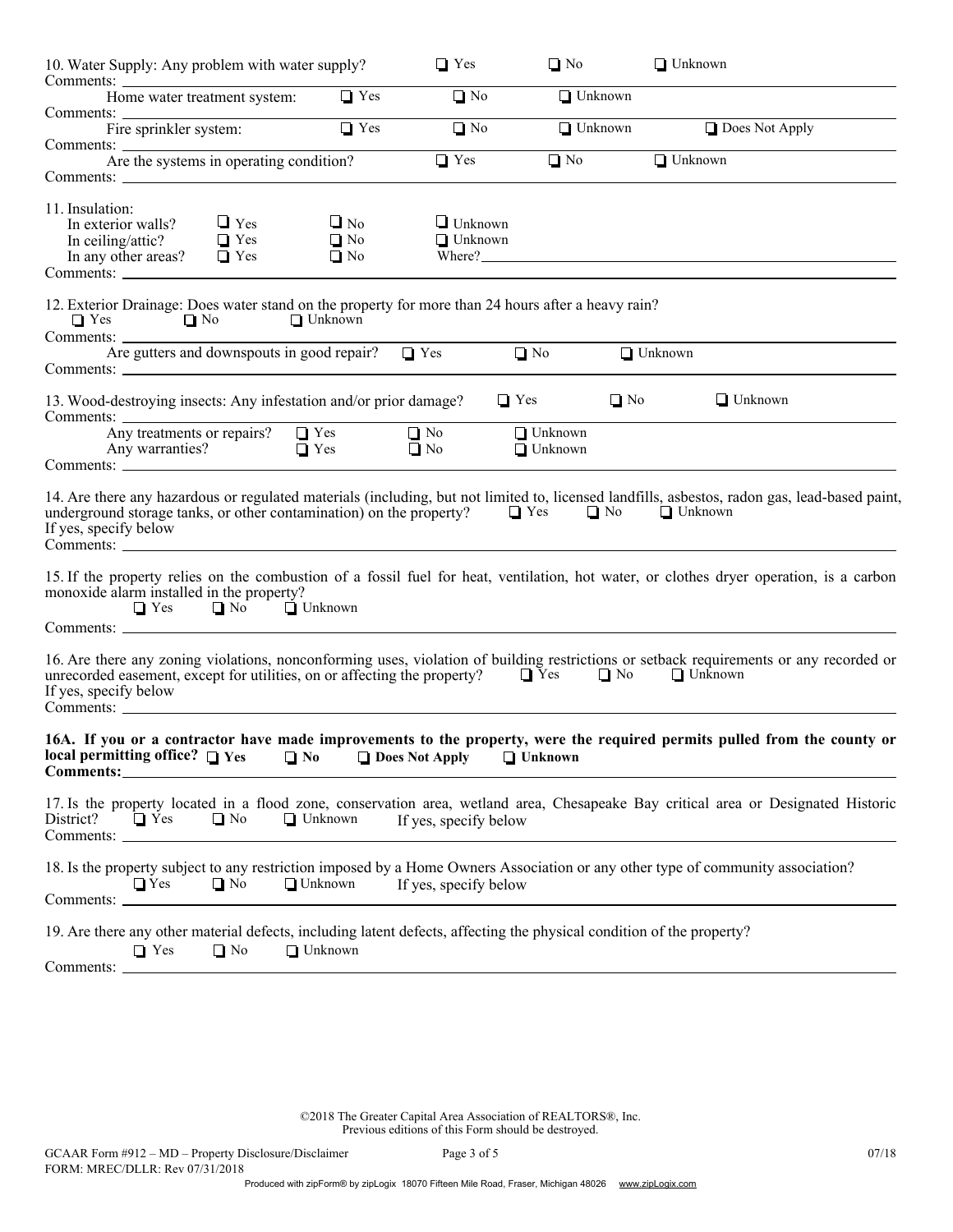10. Water Supply: Any problem with water supply? ☐ Yes ☐ No ☐ Unknown

Comments: 

Home water treatment system: ☐ Yes ☐ No ☐ Unknown

Comments: 

Fire sprinkler system: ☐ Yes ☐ No ☐ Unknown ☐ Does Not Apply

Comments: 

Are the systems in operating condition? ☐ Yes ☐ No ☐ Unknown

Comments: 

11. Insulation:

In exterior walls? ☐ Yes ☐ No ☐ Unknown

In ceiling/attic? ☐ Yes ☐ No ☐ Unknown

In any other areas? ☐ Yes ☐ No Where?

Comments: 

12. Exterior Drainage: Does water stand on the property for more than 24 hours after a heavy rain?

☐ Yes ☐ No ☐ Unknown

Comments: 

Are gutters and downspouts in good repair? ☐ Yes ☐ No ☐ Unknown

Comments: 

13. Wood-destroying insects: Any infestation and/or prior damage? ☐ Yes ☐ No ☐ Unknown

Comments: 

Any treatments or repairs? ☐ Yes ☐ No ☐ Unknown

Any warranties? ☐ Yes ☐ No ☐ Unknown

Comments: 

14. Are there any hazardous or regulated materials (including, but not limited to, licensed landfills, asbestos, radon gas, lead-based paint, underground storage tanks, or other contamination) on the property? ☐ Yes ☐ No ☐ Unknown

If yes, specify below

Comments: 

15. If the property relies on the combustion of a fossil fuel for heat, ventilation, hot water, or clothes dryer operation, is a carbon monoxide alarm installed in the property?

☐ Yes ☐ No ☐ Unknown

Comments: 

16. Are there any zoning violations, nonconforming uses, violation of building restrictions or setback requirements or any recorded or unrecorded easement, except for utilities, on or affecting the property? ☐ Yes ☐ No ☐ Unknown

If yes, specify below

Comments: 

**16A. If you or a contractor have made improvements to the property, were the required permits pulled from the county or local permitting office? ☐ Yes ☐ No ☐ Does Not Apply ☐ Unknown**

**Comments:**

17. Is the property located in a flood zone, conservation area, wetland area, Chesapeake Bay critical area or Designated Historic District? ☐ Yes ☐ No ☐ Unknown If yes, specify below

Comments: 

18. Is the property subject to any restriction imposed by a Home Owners Association or any other type of community association?

☐ Yes ☐ No ☐ Unknown If yes, specify below

Comments: 

19. Are there any other material defects, including latent defects, affecting the physical condition of the property?

☐ Yes ☐ No ☐ Unknown

Comments: 

©2018 The Greater Capital Area Association of REALTORS®, Inc.
Previous editions of this Form should be destroyed.

GCAAR Form #912 – MD – Property Disclosure/Disclaimer 07/18
FORM: MREC/DLLR: Rev 07/31/2018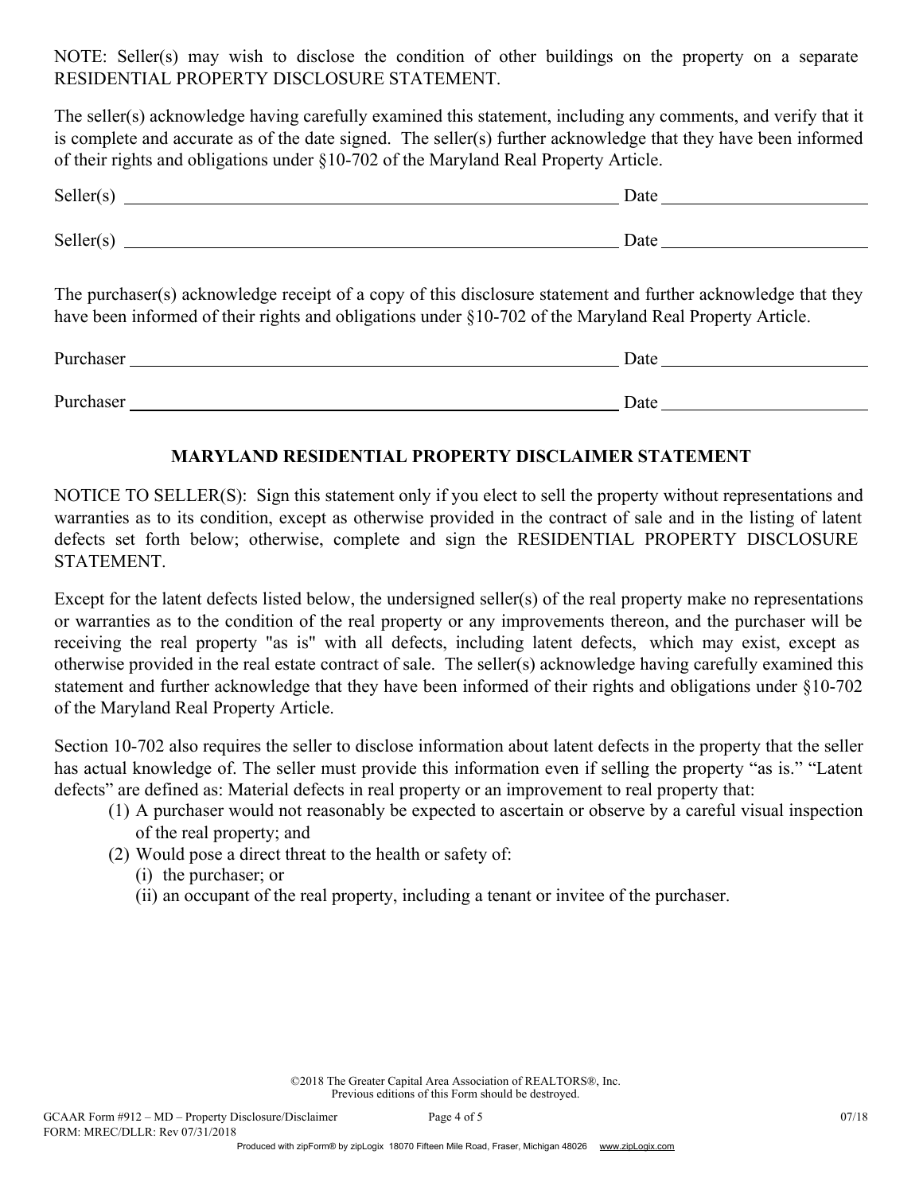NOTE: Seller(s) may wish to disclose the condition of other buildings on the property on a separate RESIDENTIAL PROPERTY DISCLOSURE STATEMENT.

The seller(s) acknowledge having carefully examined this statement, including any comments, and verify that it is complete and accurate as of the date signed. The seller(s) further acknowledge that they have been informed of their rights and obligations under §10-702 of the Maryland Real Property Article.

Seller(s) ______________________________ Date ______________

Seller(s) ______________________________ Date ______________

The purchaser(s) acknowledge receipt of a copy of this disclosure statement and further acknowledge that they have been informed of their rights and obligations under §10-702 of the Maryland Real Property Article.

Purchaser ______________________________ Date ______________

Purchaser ______________________________ Date ______________

## MARYLAND RESIDENTIAL PROPERTY DISCLAIMER STATEMENT

NOTICE TO SELLER(S): Sign this statement only if you elect to sell the property without representations and warranties as to its condition, except as otherwise provided in the contract of sale and in the listing of latent defects set forth below; otherwise, complete and sign the RESIDENTIAL PROPERTY DISCLOSURE STATEMENT.

Except for the latent defects listed below, the undersigned seller(s) of the real property make no representations or warranties as to the condition of the real property or any improvements thereon, and the purchaser will be receiving the real property "as is" with all defects, including latent defects, which may exist, except as otherwise provided in the real estate contract of sale. The seller(s) acknowledge having carefully examined this statement and further acknowledge that they have been informed of their rights and obligations under §10-702 of the Maryland Real Property Article.

Section 10-702 also requires the seller to disclose information about latent defects in the property that the seller has actual knowledge of. The seller must provide this information even if selling the property "as is." "Latent defects" are defined as: Material defects in real property or an improvement to real property that:

(1) A purchaser would not reasonably be expected to ascertain or observe by a careful visual inspection of the real property; and
(2) Would pose a direct threat to the health or safety of:
   (i) the purchaser; or
   (ii) an occupant of the real property, including a tenant or invitee of the purchaser.

©2018 The Greater Capital Area Association of REALTORS®, Inc.
Previous editions of this Form should be destroyed.

GCAAR Form #912 – MD – Property Disclosure/Disclaimer 07/18
FORM: MREC/DLLR: Rev 07/31/2018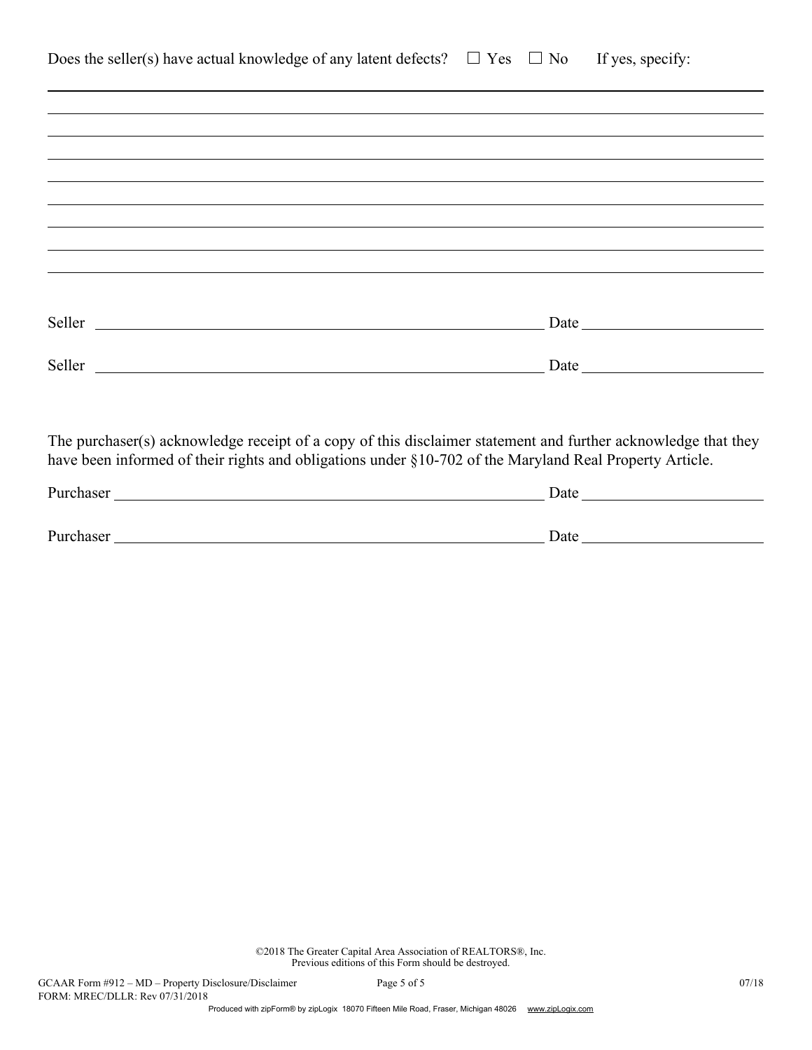Does the seller(s) have actual knowledge of any latent defects? ☐ Yes ☐ No If yes, specify:

\_\_\_\_\_\_\_\_\_\_\_\_\_\_\_\_\_\_\_\_\_\_\_\_\_\_\_\_\_\_\_\_\_\_\_\_\_\_\_\_\_\_\_\_\_\_\_\_\_\_\_\_\_\_\_\_\_\_\_\_\_\_\_\_\_\_\_\_\_\_\_\_\_\_\_\_

\_\_\_\_\_\_\_\_\_\_\_\_\_\_\_\_\_\_\_\_\_\_\_\_\_\_\_\_\_\_\_\_\_\_\_\_\_\_\_\_\_\_\_\_\_\_\_\_\_\_\_\_\_\_\_\_\_\_\_\_\_\_\_\_\_\_\_\_\_\_\_\_\_\_\_\_

\_\_\_\_\_\_\_\_\_\_\_\_\_\_\_\_\_\_\_\_\_\_\_\_\_\_\_\_\_\_\_\_\_\_\_\_\_\_\_\_\_\_\_\_\_\_\_\_\_\_\_\_\_\_\_\_\_\_\_\_\_\_\_\_\_\_\_\_\_\_\_\_\_\_\_\_

\_\_\_\_\_\_\_\_\_\_\_\_\_\_\_\_\_\_\_\_\_\_\_\_\_\_\_\_\_\_\_\_\_\_\_\_\_\_\_\_\_\_\_\_\_\_\_\_\_\_\_\_\_\_\_\_\_\_\_\_\_\_\_\_\_\_\_\_\_\_\_\_\_\_\_\_

\_\_\_\_\_\_\_\_\_\_\_\_\_\_\_\_\_\_\_\_\_\_\_\_\_\_\_\_\_\_\_\_\_\_\_\_\_\_\_\_\_\_\_\_\_\_\_\_\_\_\_\_\_\_\_\_\_\_\_\_\_\_\_\_\_\_\_\_\_\_\_\_\_\_\_\_

\_\_\_\_\_\_\_\_\_\_\_\_\_\_\_\_\_\_\_\_\_\_\_\_\_\_\_\_\_\_\_\_\_\_\_\_\_\_\_\_\_\_\_\_\_\_\_\_\_\_\_\_\_\_\_\_\_\_\_\_\_\_\_\_\_\_\_\_\_\_\_\_\_\_\_\_

\_\_\_\_\_\_\_\_\_\_\_\_\_\_\_\_\_\_\_\_\_\_\_\_\_\_\_\_\_\_\_\_\_\_\_\_\_\_\_\_\_\_\_\_\_\_\_\_\_\_\_\_\_\_\_\_\_\_\_\_\_\_\_\_\_\_\_\_\_\_\_\_\_\_\_\_

\_\_\_\_\_\_\_\_\_\_\_\_\_\_\_\_\_\_\_\_\_\_\_\_\_\_\_\_\_\_\_\_\_\_\_\_\_\_\_\_\_\_\_\_\_\_\_\_\_\_\_\_\_\_\_\_\_\_\_\_\_\_\_\_\_\_\_\_\_\_\_\_\_\_\_\_

\_\_\_\_\_\_\_\_\_\_\_\_\_\_\_\_\_\_\_\_\_\_\_\_\_\_\_\_\_\_\_\_\_\_\_\_\_\_\_\_\_\_\_\_\_\_\_\_\_\_\_\_\_\_\_\_\_\_\_\_\_\_\_\_\_\_\_\_\_\_\_\_\_\_\_\_

Seller \_\_\_\_\_\_\_\_\_\_\_\_\_\_\_\_\_\_\_\_\_\_\_\_\_\_\_\_\_\_\_\_\_\_\_\_\_\_\_\_\_\_\_\_\_\_\_\_ Date \_\_\_\_\_\_\_\_\_\_\_\_\_\_\_\_\_\_\_\_

Seller \_\_\_\_\_\_\_\_\_\_\_\_\_\_\_\_\_\_\_\_\_\_\_\_\_\_\_\_\_\_\_\_\_\_\_\_\_\_\_\_\_\_\_\_\_\_\_\_ Date \_\_\_\_\_\_\_\_\_\_\_\_\_\_\_\_\_\_\_\_

The purchaser(s) acknowledge receipt of a copy of this disclaimer statement and further acknowledge that they have been informed of their rights and obligations under §10-702 of the Maryland Real Property Article.

Purchaser \_\_\_\_\_\_\_\_\_\_\_\_\_\_\_\_\_\_\_\_\_\_\_\_\_\_\_\_\_\_\_\_\_\_\_\_\_\_\_\_\_\_\_\_\_\_\_\_ Date \_\_\_\_\_\_\_\_\_\_\_\_\_\_\_\_\_\_\_\_

Purchaser \_\_\_\_\_\_\_\_\_\_\_\_\_\_\_\_\_\_\_\_\_\_\_\_\_\_\_\_\_\_\_\_\_\_\_\_\_\_\_\_\_\_\_\_\_\_\_\_ Date \_\_\_\_\_\_\_\_\_\_\_\_\_\_\_\_\_\_\_\_

©2018 The Greater Capital Area Association of REALTORS®, Inc.
Previous editions of this Form should be destroyed.